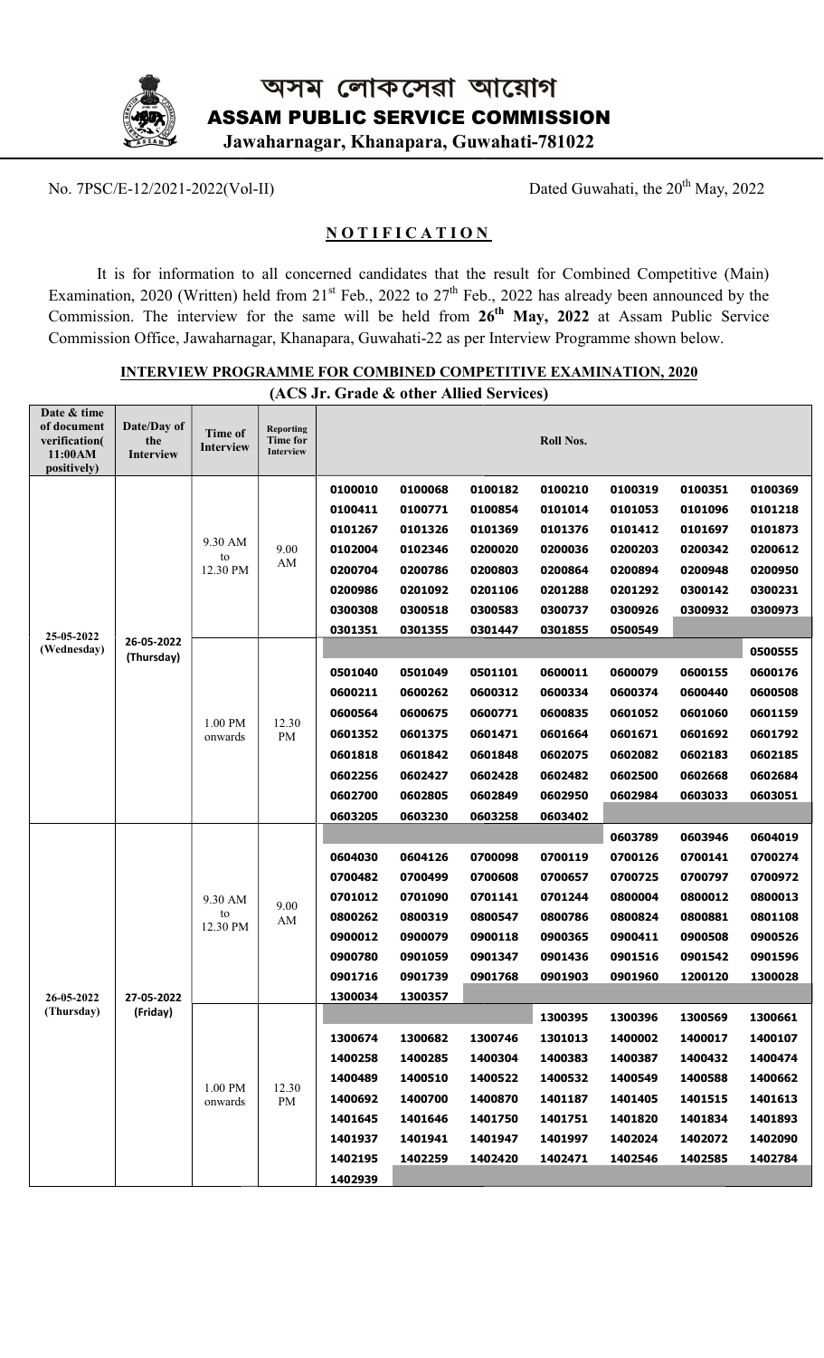# অসম লোকসেৱা আয়োগ

# ASSAM PUBLIC SERVICE COMMISSION

**Jawaharnagar, Khanapara, Guwahati-781022**

No. 7PSC/E-12/2021-2022(Vol-II)

Dated Guwahati, the 20th May, 2022

## NOTIFICATION

It is for information to all concerned candidates that the result for Combined Competitive (Main) Examination, 2020 (Written) held from 21st Feb., 2022 to 27th Feb., 2022 has already been announced by the Commission. The interview for the same will be held from **26th May, 2022** at Assam Public Service Commission Office, Jawaharnagar, Khanapara, Guwahati-22 as per Interview Programme shown below.

### INTERVIEW PROGRAMME FOR COMBINED COMPETITIVE EXAMINATION, 2020

### (ACS Jr. Grade & other Allied Services)

| Date & time of document verification( 11:00AM positively) | Date/Day of the Interview | Time of Interview | Reporting Time for Interview | Roll Nos. | | | | | | |
|---|---|---|---|---|---|---|---|---|---|---|
| 25-05-2022 (Wednesday) | 26-05-2022 (Thursday) | 9.30 AM to 12.30 PM | 9.00 AM | 0100010 | 0100068 | 0100182 | 0100210 | 0100319 | 0100351 | 0100369 |
| | | | | 0100411 | 0100771 | 0100854 | 0101014 | 0101053 | 0101096 | 0101218 |
| | | | | 0101267 | 0101326 | 0101369 | 0101376 | 0101412 | 0101697 | 0101873 |
| | | | | 0102004 | 0102346 | 0200020 | 0200036 | 0200203 | 0200342 | 0200612 |
| | | | | 0200704 | 0200786 | 0200803 | 0200864 | 0200894 | 0200948 | 0200950 |
| | | | | 0200986 | 0201092 | 0201106 | 0201288 | 0201292 | 0300142 | 0300231 |
| | | | | 0300308 | 0300518 | 0300583 | 0300737 | 0300926 | 0300932 | 0300973 |
| | | | | 0301351 | 0301355 | 0301447 | 0301855 | 0500549 | | |
| | | 1.00 PM onwards | 12.30 PM | | | | | | | 0500555 |
| | | | | 0501040 | 0501049 | 0501101 | 0600011 | 0600079 | 0600155 | 0600176 |
| | | | | 0600211 | 0600262 | 0600312 | 0600334 | 0600374 | 0600440 | 0600508 |
| | | | | 0600564 | 0600675 | 0600771 | 0600835 | 0601052 | 0601060 | 0601159 |
| | | | | 0601352 | 0601375 | 0601471 | 0601664 | 0601671 | 0601692 | 0601792 |
| | | | | 0601818 | 0601842 | 0601848 | 0602075 | 0602082 | 0602183 | 0602185 |
| | | | | 0602256 | 0602427 | 0602428 | 0602482 | 0602500 | 0602668 | 0602684 |
| | | | | 0602700 | 0602805 | 0602849 | 0602950 | 0602984 | 0603033 | 0603051 |
| | | | | 0603205 | 0603230 | 0603258 | 0603402 | | | |
| 26-05-2022 (Thursday) | 27-05-2022 (Friday) | 9.30 AM to 12.30 PM | 9.00 AM | | | | | 0603789 | 0603946 | 0604019 |
| | | | | 0604030 | 0604126 | 0700098 | 0700119 | 0700126 | 0700141 | 0700274 |
| | | | | 0700482 | 0700499 | 0700608 | 0700657 | 0700725 | 0700797 | 0700972 |
| | | | | 0701012 | 0701090 | 0701141 | 0701244 | 0800004 | 0800012 | 0800013 |
| | | | | 0800262 | 0800319 | 0800547 | 0800786 | 0800824 | 0800881 | 0801108 |
| | | | | 0900012 | 0900079 | 0900118 | 0900365 | 0900411 | 0900508 | 0900526 |
| | | | | 0900780 | 0901059 | 0901347 | 0901436 | 0901516 | 0901542 | 0901596 |
| | | | | 0901716 | 0901739 | 0901768 | 0901903 | 0901960 | 1200120 | 1300028 |
| | | | | 1300034 | 1300357 | | | | | |
| | | 1.00 PM onwards | 12.30 PM | | | | 1300395 | 1300396 | 1300569 | 1300661 |
| | | | | 1300674 | 1300682 | 1300746 | 1301013 | 1400002 | 1400017 | 1400107 |
| | | | | 1400258 | 1400285 | 1400304 | 1400383 | 1400387 | 1400432 | 1400474 |
| | | | | 1400489 | 1400510 | 1400522 | 1400532 | 1400549 | 1400588 | 1400662 |
| | | | | 1400692 | 1400700 | 1400870 | 1401187 | 1401405 | 1401515 | 1401613 |
| | | | | 1401645 | 1401646 | 1401750 | 1401751 | 1401820 | 1401834 | 1401893 |
| | | | | 1401937 | 1401941 | 1401947 | 1401997 | 1402024 | 1402072 | 1402090 |
| | | | | 1402195 | 1402259 | 1402420 | 1402471 | 1402546 | 1402585 | 1402784 |
| | | | | 1402939 | | | | | | |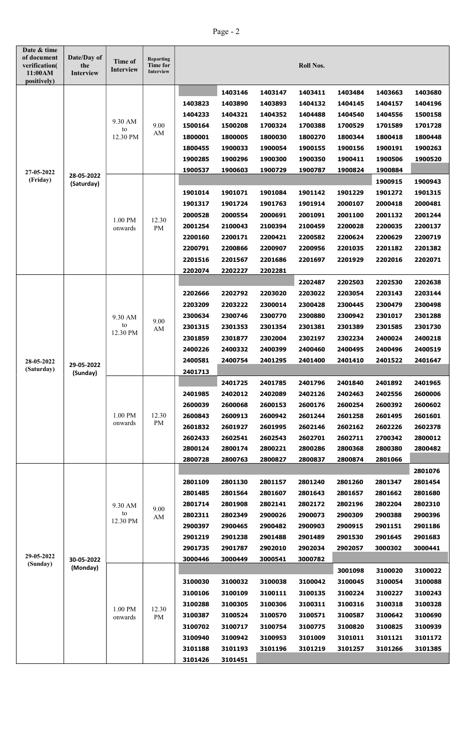| Date & time of document verification( 11:00AM positively) | Date/Day of the Interview | Time of Interview | Reporting Time for Interview | Roll Nos. | | | | | | |
|---|---|---|---|---|---|---|---|---|---|---|
| 27-05-2022 (Friday) | 28-05-2022 (Saturday) | 9.30 AM to 12.30 PM | 9.00 AM | | 1403146 | 1403147 | 1403411 | 1403484 | 1403663 | 1403680 |
| | | | | 1403823 | 1403890 | 1403893 | 1404132 | 1404145 | 1404157 | 1404196 |
| | | | | 1404233 | 1404321 | 1404352 | 1404488 | 1404540 | 1404556 | 1500158 |
| | | | | 1500164 | 1500208 | 1700324 | 1700388 | 1700529 | 1701589 | 1701728 |
| | | | | 1800001 | 1800005 | 1800030 | 1800270 | 1800344 | 1800418 | 1800448 |
| | | | | 1800455 | 1900033 | 1900054 | 1900155 | 1900156 | 1900191 | 1900263 |
| | | | | 1900285 | 1900296 | 1900300 | 1900350 | 1900411 | 1900506 | 1900520 |
| | | | | 1900537 | 1900603 | 1900729 | 1900787 | 1900824 | 1900884 | |
| | | 1.00 PM onwards | 12.30 PM | | | | | | 1900915 | 1900943 |
| | | | | 1901014 | 1901071 | 1901084 | 1901142 | 1901229 | 1901272 | 1901315 |
| | | | | 1901317 | 1901724 | 1901763 | 1901914 | 2000107 | 2000418 | 2000481 |
| | | | | 2000528 | 2000554 | 2000691 | 2001091 | 2001100 | 2001132 | 2001244 |
| | | | | 2001254 | 2100043 | 2100394 | 2100459 | 2200028 | 2200035 | 2200137 |
| | | | | 2200160 | 2200171 | 2200421 | 2200582 | 2200624 | 2200629 | 2200719 |
| | | | | 2200791 | 2200866 | 2200907 | 2200956 | 2201035 | 2201182 | 2201382 |
| | | | | 2201516 | 2201567 | 2201686 | 2201697 | 2201929 | 2202016 | 2202071 |
| | | | | 2202074 | 2202227 | 2202281 | | | | |
| 28-05-2022 (Saturday) | 29-05-2022 (Sunday) | 9.30 AM to 12.30 PM | 9.00 AM | | | | 2202487 | 2202503 | 2202530 | 2202638 |
| | | | | 2202666 | 2202792 | 2203020 | 2203022 | 2203054 | 2203143 | 2203144 |
| | | | | 2203209 | 2203222 | 2300014 | 2300428 | 2300445 | 2300479 | 2300498 |
| | | | | 2300634 | 2300746 | 2300770 | 2300880 | 2300942 | 2301017 | 2301288 |
| | | | | 2301315 | 2301353 | 2301354 | 2301381 | 2301389 | 2301585 | 2301730 |
| | | | | 2301859 | 2301877 | 2302004 | 2302197 | 2302234 | 2400024 | 2400218 |
| | | | | 2400226 | 2400332 | 2400399 | 2400460 | 2400495 | 2400496 | 2400519 |
| | | | | 2400581 | 2400754 | 2401295 | 2401400 | 2401410 | 2401522 | 2401647 |
| | | | | 2401713 | | | | | | |
| | | 1.00 PM onwards | 12.30 PM | | 2401725 | 2401785 | 2401796 | 2401840 | 2401892 | 2401965 |
| | | | | 2401985 | 2402012 | 2402089 | 2402126 | 2402463 | 2402556 | 2600006 |
| | | | | 2600039 | 2600068 | 2600153 | 2600176 | 2600254 | 2600392 | 2600602 |
| | | | | 2600843 | 2600913 | 2600942 | 2601244 | 2601258 | 2601495 | 2601601 |
| | | | | 2601832 | 2601927 | 2601995 | 2602146 | 2602162 | 2602226 | 2602378 |
| | | | | 2602433 | 2602541 | 2602543 | 2602701 | 2602711 | 2700342 | 2800012 |
| | | | | 2800124 | 2800174 | 2800221 | 2800286 | 2800368 | 2800380 | 2800482 |
| | | | | 2800728 | 2800763 | 2800827 | 2800837 | 2800874 | 2801066 | |
| 29-05-2022 (Sunday) | 30-05-2022 (Monday) | 9.30 AM to 12.30 PM | 9.00 AM | | | | | | | 2801076 |
| | | | | 2801109 | 2801130 | 2801157 | 2801240 | 2801260 | 2801347 | 2801454 |
| | | | | 2801485 | 2801564 | 2801607 | 2801643 | 2801657 | 2801662 | 2801680 |
| | | | | 2801714 | 2801908 | 2802141 | 2802172 | 2802196 | 2802204 | 2802310 |
| | | | | 2802311 | 2802349 | 2900026 | 2900073 | 2900309 | 2900388 | 2900396 |
| | | | | 2900397 | 2900465 | 2900482 | 2900903 | 2900915 | 2901151 | 2901186 |
| | | | | 2901219 | 2901238 | 2901488 | 2901489 | 2901530 | 2901645 | 2901683 |
| | | | | 2901735 | 2901787 | 2902010 | 2902034 | 2902057 | 3000302 | 3000441 |
| | | | | 3000446 | 3000449 | 3000541 | 3000782 | | | |
| | | 1.00 PM onwards | 12.30 PM | | | | | 3001098 | 3100020 | 3100022 |
| | | | | 3100030 | 3100032 | 3100038 | 3100042 | 3100045 | 3100054 | 3100088 |
| | | | | 3100106 | 3100109 | 3100111 | 3100135 | 3100224 | 3100227 | 3100243 |
| | | | | 3100288 | 3100305 | 3100306 | 3100311 | 3100316 | 3100318 | 3100328 |
| | | | | 3100387 | 3100524 | 3100570 | 3100571 | 3100587 | 3100642 | 3100690 |
| | | | | 3100702 | 3100717 | 3100754 | 3100775 | 3100820 | 3100825 | 3100939 |
| | | | | 3100940 | 3100942 | 3100953 | 3101009 | 3101011 | 3101121 | 3101172 |
| | | | | 3101188 | 3101193 | 3101196 | 3101219 | 3101257 | 3101266 | 3101385 |
| | | | | 3101426 | 3101451 | | | | | |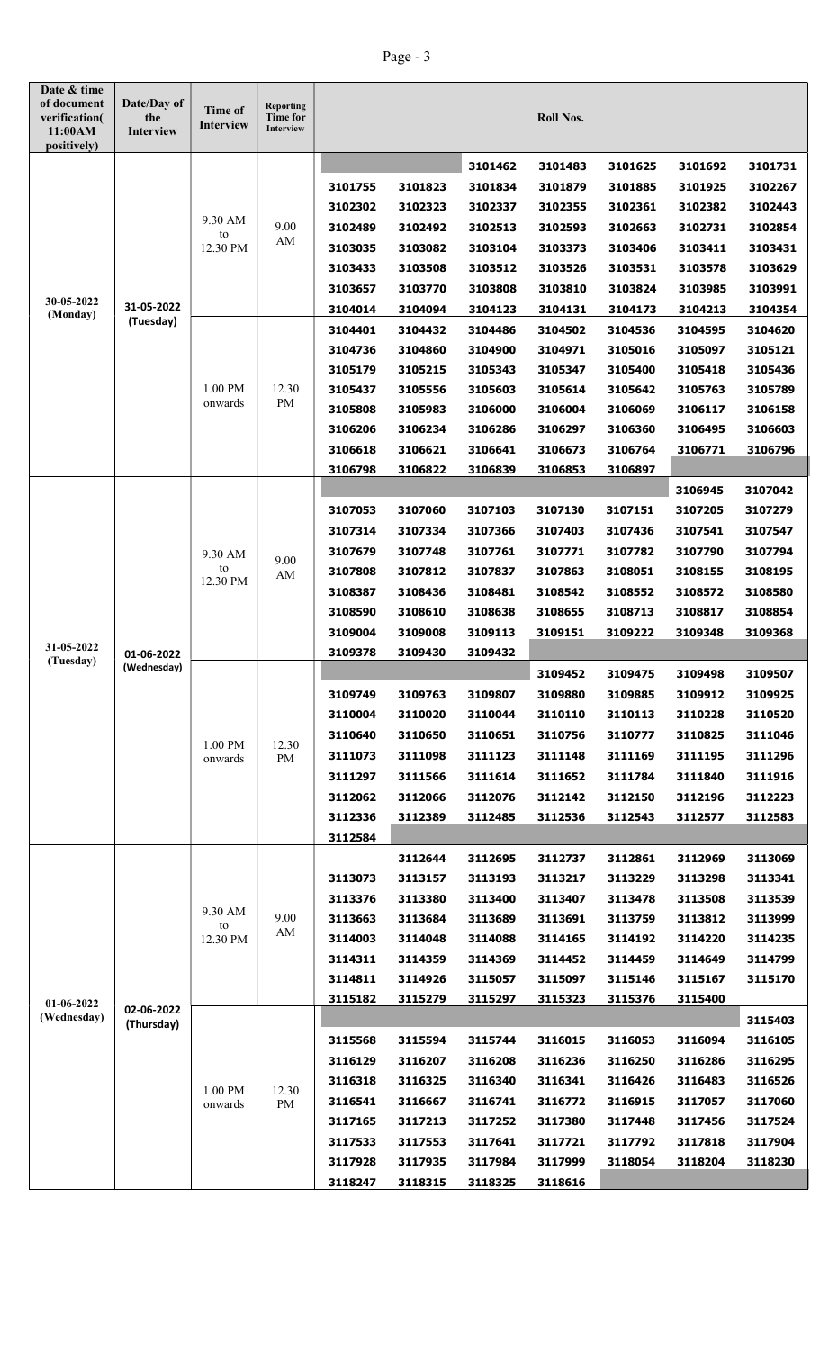| Date & time of document verification( 11:00AM positively) | Date/Day of the Interview | Time of Interview | Reporting Time for Interview | Roll Nos. | | | | | | |
|---|---|---|---|---|---|---|---|---|---|---|
| 30-05-2022 (Monday) | 31-05-2022 (Tuesday) | 9.30 AM to 12.30 PM | 9.00 AM | | | 3101462 | 3101483 | 3101625 | 3101692 | 3101731 |
| | | | | 3101755 | 3101823 | 3101834 | 3101879 | 3101885 | 3101925 | 3102267 |
| | | | | 3102302 | 3102323 | 3102337 | 3102355 | 3102361 | 3102382 | 3102443 |
| | | | | 3102489 | 3102492 | 3102513 | 3102593 | 3102663 | 3102731 | 3102854 |
| | | | | 3103035 | 3103082 | 3103104 | 3103373 | 3103406 | 3103411 | 3103431 |
| | | | | 3103433 | 3103508 | 3103512 | 3103526 | 3103531 | 3103578 | 3103629 |
| | | | | 3103657 | 3103770 | 3103808 | 3103810 | 3103824 | 3103985 | 3103991 |
| | | | | 3104014 | 3104094 | 3104123 | 3104131 | 3104173 | 3104213 | 3104354 |
| | | 1.00 PM onwards | 12.30 PM | 3104401 | 3104432 | 3104486 | 3104502 | 3104536 | 3104595 | 3104620 |
| | | | | 3104736 | 3104860 | 3104900 | 3104971 | 3105016 | 3105097 | 3105121 |
| | | | | 3105179 | 3105215 | 3105343 | 3105347 | 3105400 | 3105418 | 3105436 |
| | | | | 3105437 | 3105556 | 3105603 | 3105614 | 3105642 | 3105763 | 3105789 |
| | | | | 3105808 | 3105983 | 3106000 | 3106004 | 3106069 | 3106117 | 3106158 |
| | | | | 3106206 | 3106234 | 3106286 | 3106297 | 3106360 | 3106495 | 3106603 |
| | | | | 3106618 | 3106621 | 3106641 | 3106673 | 3106764 | 3106771 | 3106796 |
| | | | | 3106798 | 3106822 | 3106839 | 3106853 | 3106897 | | |
| 31-05-2022 (Tuesday) | 01-06-2022 (Wednesday) | 9.30 AM to 12.30 PM | 9.00 AM | | | | | | 3106945 | 3107042 |
| | | | | 3107053 | 3107060 | 3107103 | 3107130 | 3107151 | 3107205 | 3107279 |
| | | | | 3107314 | 3107334 | 3107366 | 3107403 | 3107436 | 3107541 | 3107547 |
| | | | | 3107679 | 3107748 | 3107761 | 3107771 | 3107782 | 3107790 | 3107794 |
| | | | | 3107808 | 3107812 | 3107837 | 3107863 | 3108051 | 3108155 | 3108195 |
| | | | | 3108387 | 3108436 | 3108481 | 3108542 | 3108552 | 3108572 | 3108580 |
| | | | | 3108590 | 3108610 | 3108638 | 3108655 | 3108713 | 3108817 | 3108854 |
| | | | | 3109004 | 3109008 | 3109113 | 3109151 | 3109222 | 3109348 | 3109368 |
| | | | | 3109378 | 3109430 | 3109432 | | | | |
| | | 1.00 PM onwards | 12.30 PM | | | | 3109452 | 3109475 | 3109498 | 3109507 |
| | | | | 3109749 | 3109763 | 3109807 | 3109880 | 3109885 | 3109912 | 3109925 |
| | | | | 3110004 | 3110020 | 3110044 | 3110110 | 3110113 | 3110228 | 3110520 |
| | | | | 3110640 | 3110650 | 3110651 | 3110756 | 3110777 | 3110825 | 3111046 |
| | | | | 3111073 | 3111098 | 3111123 | 3111148 | 3111169 | 3111195 | 3111296 |
| | | | | 3111297 | 3111566 | 3111614 | 3111652 | 3111784 | 3111840 | 3111916 |
| | | | | 3112062 | 3112066 | 3112076 | 3112142 | 3112150 | 3112196 | 3112223 |
| | | | | 3112336 | 3112389 | 3112485 | 3112536 | 3112543 | 3112577 | 3112583 |
| | | | | 3112584 | | | | | | |
| 01-06-2022 (Wednesday) | 02-06-2022 (Thursday) | 9.30 AM to 12.30 PM | 9.00 AM | | 3112644 | 3112695 | 3112737 | 3112861 | 3112969 | 3113069 |
| | | | | 3113073 | 3113157 | 3113193 | 3113217 | 3113229 | 3113298 | 3113341 |
| | | | | 3113376 | 3113380 | 3113400 | 3113407 | 3113478 | 3113508 | 3113539 |
| | | | | 3113663 | 3113684 | 3113689 | 3113691 | 3113759 | 3113812 | 3113999 |
| | | | | 3114003 | 3114048 | 3114088 | 3114165 | 3114192 | 3114220 | 3114235 |
| | | | | 3114311 | 3114359 | 3114369 | 3114452 | 3114459 | 3114649 | 3114799 |
| | | | | 3114811 | 3114926 | 3115057 | 3115097 | 3115146 | 3115167 | 3115170 |
| | | | | 3115182 | 3115279 | 3115297 | 3115323 | 3115376 | 3115400 | |
| | | 1.00 PM onwards | 12.30 PM | | | | | | | 3115403 |
| | | | | 3115568 | 3115594 | 3115744 | 3116015 | 3116053 | 3116094 | 3116105 |
| | | | | 3116129 | 3116207 | 3116208 | 3116236 | 3116250 | 3116286 | 3116295 |
| | | | | 3116318 | 3116325 | 3116340 | 3116341 | 3116426 | 3116483 | 3116526 |
| | | | | 3116541 | 3116667 | 3116741 | 3116772 | 3116915 | 3117057 | 3117060 |
| | | | | 3117165 | 3117213 | 3117252 | 3117380 | 3117448 | 3117456 | 3117524 |
| | | | | 3117533 | 3117553 | 3117641 | 3117721 | 3117792 | 3117818 | 3117904 |
| | | | | 3117928 | 3117935 | 3117984 | 3117999 | 3118054 | 3118204 | 3118230 |
| | | | | 3118247 | 3118315 | 3118325 | 3118616 | | | |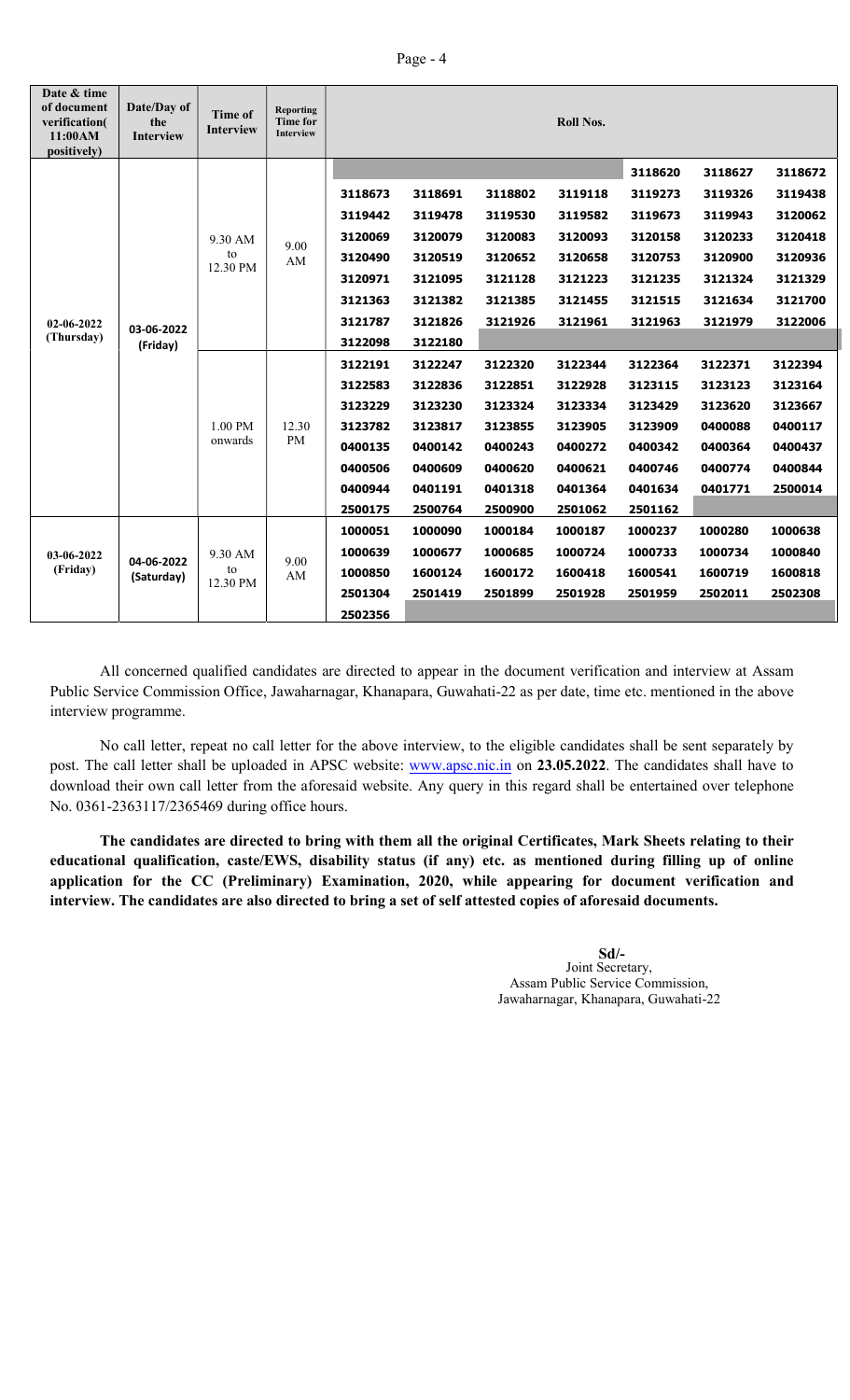| Date & time of document verification( 11:00AM positively) | Date/Day of the Interview | Time of Interview | Reporting Time for Interview | Roll Nos. | | | | | | |
|---|---|---|---|---|---|---|---|---|---|---|
| 02-06-2022 (Thursday) | 03-06-2022 (Friday) | 9.30 AM to 12.30 PM | 9.00 AM | | | | | 3118620 | 3118627 | 3118672 |
| | | | | 3118673 | 3118691 | 3118802 | 3119118 | 3119273 | 3119326 | 3119438 |
| | | | | 3119442 | 3119478 | 3119530 | 3119582 | 3119673 | 3119943 | 3120062 |
| | | | | 3120069 | 3120079 | 3120083 | 3120093 | 3120158 | 3120233 | 3120418 |
| | | | | 3120490 | 3120519 | 3120652 | 3120658 | 3120753 | 3120900 | 3120936 |
| | | | | 3120971 | 3121095 | 3121128 | 3121223 | 3121235 | 3121324 | 3121329 |
| | | | | 3121363 | 3121382 | 3121385 | 3121455 | 3121515 | 3121634 | 3121700 |
| | | | | 3121787 | 3121826 | 3121926 | 3121961 | 3121963 | 3121979 | 3122006 |
| | | | | 3122098 | 3122180 | | | | | |
| | | 1.00 PM onwards | 12.30 PM | 3122191 | 3122247 | 3122320 | 3122344 | 3122364 | 3122371 | 3122394 |
| | | | | 3122583 | 3122836 | 3122851 | 3122928 | 3123115 | 3123123 | 3123164 |
| | | | | 3123229 | 3123230 | 3123324 | 3123334 | 3123429 | 3123620 | 3123667 |
| | | | | 3123782 | 3123817 | 3123855 | 3123905 | 3123909 | 0400088 | 0400117 |
| | | | | 0400135 | 0400142 | 0400243 | 0400272 | 0400342 | 0400364 | 0400437 |
| | | | | 0400506 | 0400609 | 0400620 | 0400621 | 0400746 | 0400774 | 0400844 |
| | | | | 0400944 | 0401191 | 0401318 | 0401364 | 0401634 | 0401771 | 2500014 |
| | | | | 2500175 | 2500764 | 2500900 | 2501062 | 2501162 | | |
| 03-06-2022 (Friday) | 04-06-2022 (Saturday) | 9.30 AM to 12.30 PM | 9.00 AM | 1000051 | 1000090 | 1000184 | 1000187 | 1000237 | 1000280 | 1000638 |
| | | | | 1000639 | 1000677 | 1000685 | 1000724 | 1000733 | 1000734 | 1000840 |
| | | | | 1000850 | 1600124 | 1600172 | 1600418 | 1600541 | 1600719 | 1600818 |
| | | | | 2501304 | 2501419 | 2501899 | 2501928 | 2501959 | 2502011 | 2502308 |
| | | | | 2502356 | | | | | | |

All concerned qualified candidates are directed to appear in the document verification and interview at Assam Public Service Commission Office, Jawaharnagar, Khanapara, Guwahati-22 as per date, time etc. mentioned in the above interview programme.

No call letter, repeat no call letter for the above interview, to the eligible candidates shall be sent separately by post. The call letter shall be uploaded in APSC website: www.apsc.nic.in on **23.05.2022**. The candidates shall have to download their own call letter from the aforesaid website. Any query in this regard shall be entertained over telephone No. 0361-2363117/2365469 during office hours.

**The candidates are directed to bring with them all the original Certificates, Mark Sheets relating to their educational qualification, caste/EWS, disability status (if any) etc. as mentioned during filling up of online application for the CC (Preliminary) Examination, 2020, while appearing for document verification and interview. The candidates are also directed to bring a set of self attested copies of aforesaid documents.**

**Sd/-**
Joint Secretary,
Assam Public Service Commission,
Jawaharnagar, Khanapara, Guwahati-22